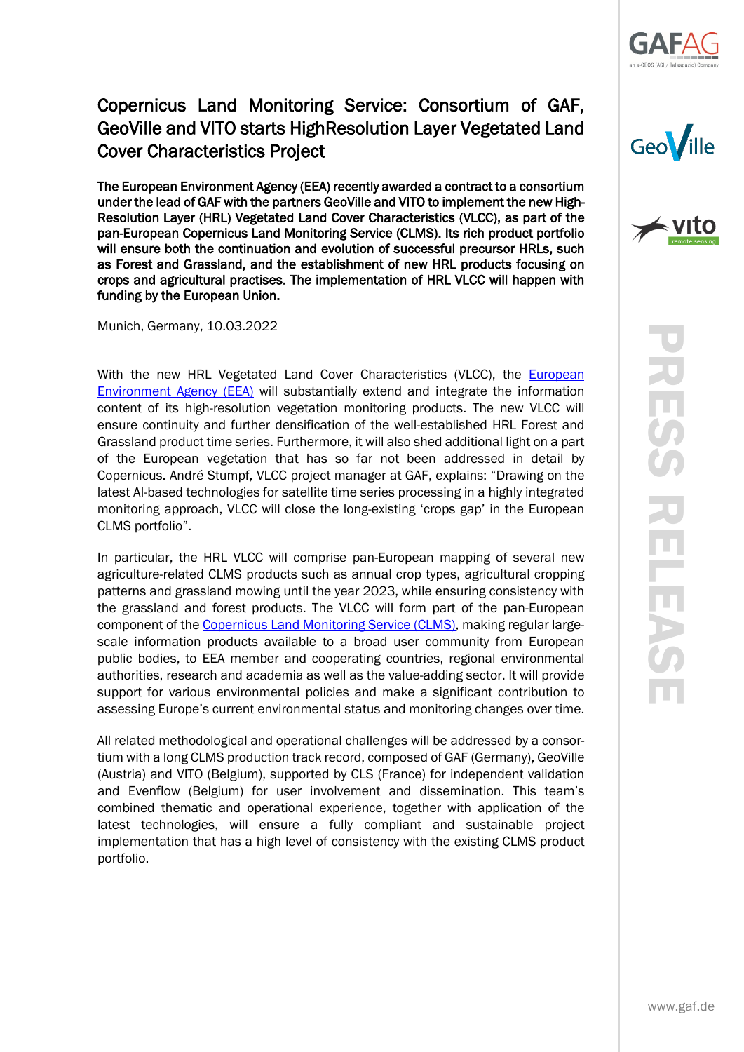# Copernicus Land Monitoring Service: Consortium of GAF, GeoVille and VITO starts HighResolution Layer Vegetated Land Cover Characteristics Project

**The European Environment Agency (EEA) recently awarded a contract to a consortium under the lead of GAF with the partners GeoVille and VITO to implement the new High-Resolution Layer (HRL) Vegetated Land Cover Characteristics (VLCC), as part of the pan-European Copernicus Land Monitoring Service (CLMS). Its rich product portfolio will ensure both the continuation and evolution of successful precursor HRLs, such as Forest and Grassland, and the establishment of new HRL products focusing on crops and agricultural practises. The implementation of HRL VLCC will happen with funding by the European Union.**

Munich, Germany, 10.03.2022

With the new HRL Vegetated Land Cover Characteristics (VLCC), the European Environment Agency (EEA) will substantially extend and integrate the information content of its high-resolution vegetation monitoring products. The new VLCC will ensure continuity and further densification of the well-established HRL Forest and Grassland product time series. Furthermore, it will also shed additional light on a part of the European vegetation that has so far not been addressed in detail by Copernicus. André Stumpf, VLCC project manager at GAF, explains: "Drawing on the latest AI-based technologies for satellite time series processing in a highly integrated monitoring approach, VLCC will close the long-existing 'crops gap' in the European CLMS portfolio".

In particular, the HRL VLCC will comprise pan-European mapping of several new agriculture-related CLMS products such as annual crop types, agricultural cropping patterns and grassland mowing until the year 2023, while ensuring consistency with the grassland and forest products. The VLCC will form part of the pan-European component of the Copernicus Land Monitoring Service (CLMS), making regular large-scale information products available to a broad user community from European public bodies, to EEA member and cooperating countries, regional environmental authorities, research and academia as well as the value-adding sector. It will provide support for various environmental policies and make a significant contribution to assessing Europe's current environmental status and monitoring changes over time.

All related methodological and operational challenges will be addressed by a consortium with a long CLMS production track record, composed of GAF (Germany), GeoVille (Austria) and VITO (Belgium), supported by CLS (France) for independent validation and Evenflow (Belgium) for user involvement and dissemination. This team's combined thematic and operational experience, together with application of the latest technologies, will ensure a fully compliant and sustainable project implementation that has a high level of consistency with the existing CLMS product portfolio.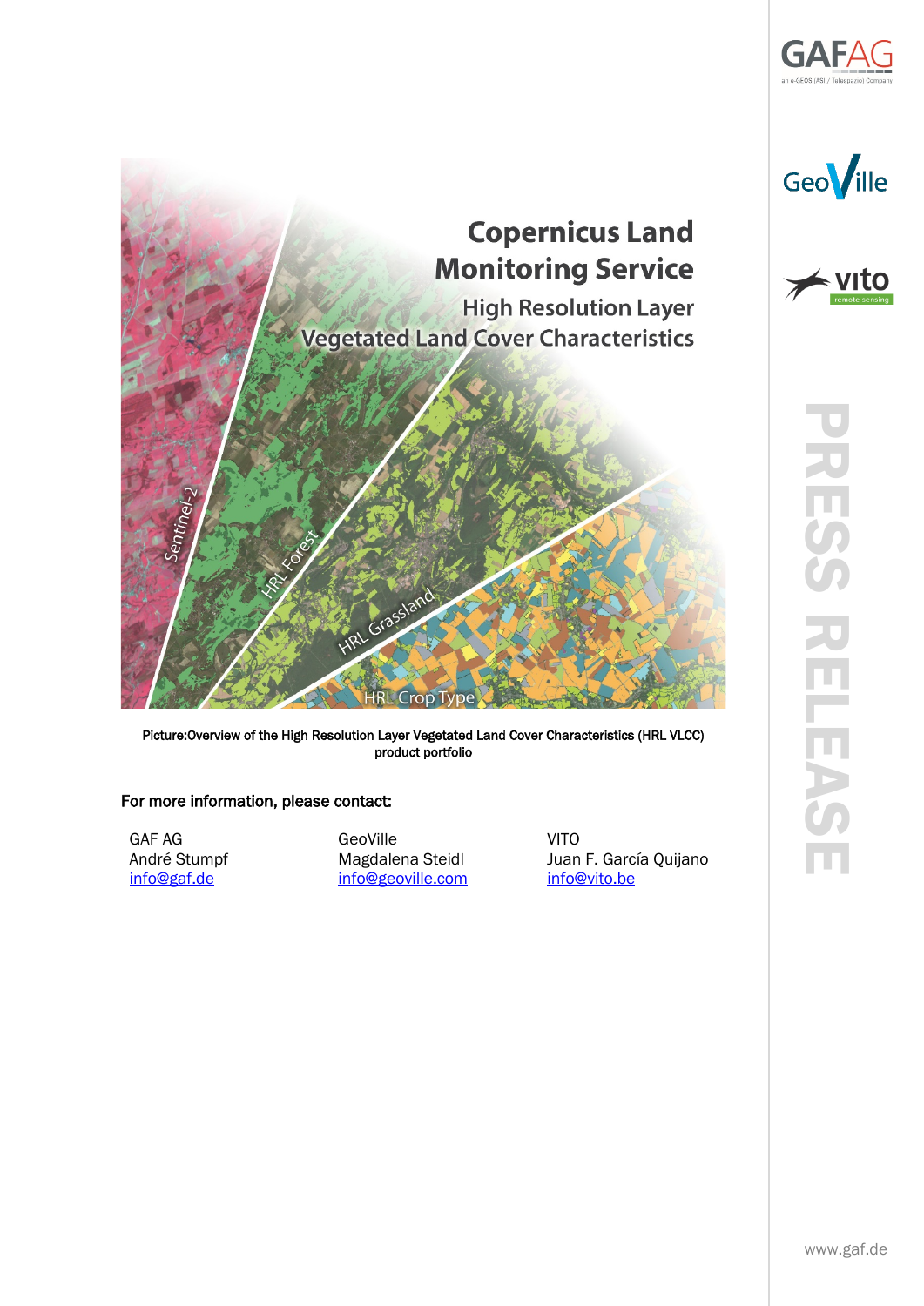Picture:Overview of the High Resolution Layer Vegetated Land Cover Characteristics (HRL VLCC) product portfolio

For more information, please contact:

GAF AG
André Stumpf
info@gaf.de

GeoVille
Magdalena Steidl
info@geoville.com

VITO
Juan F. García Quijano
info@vito.be